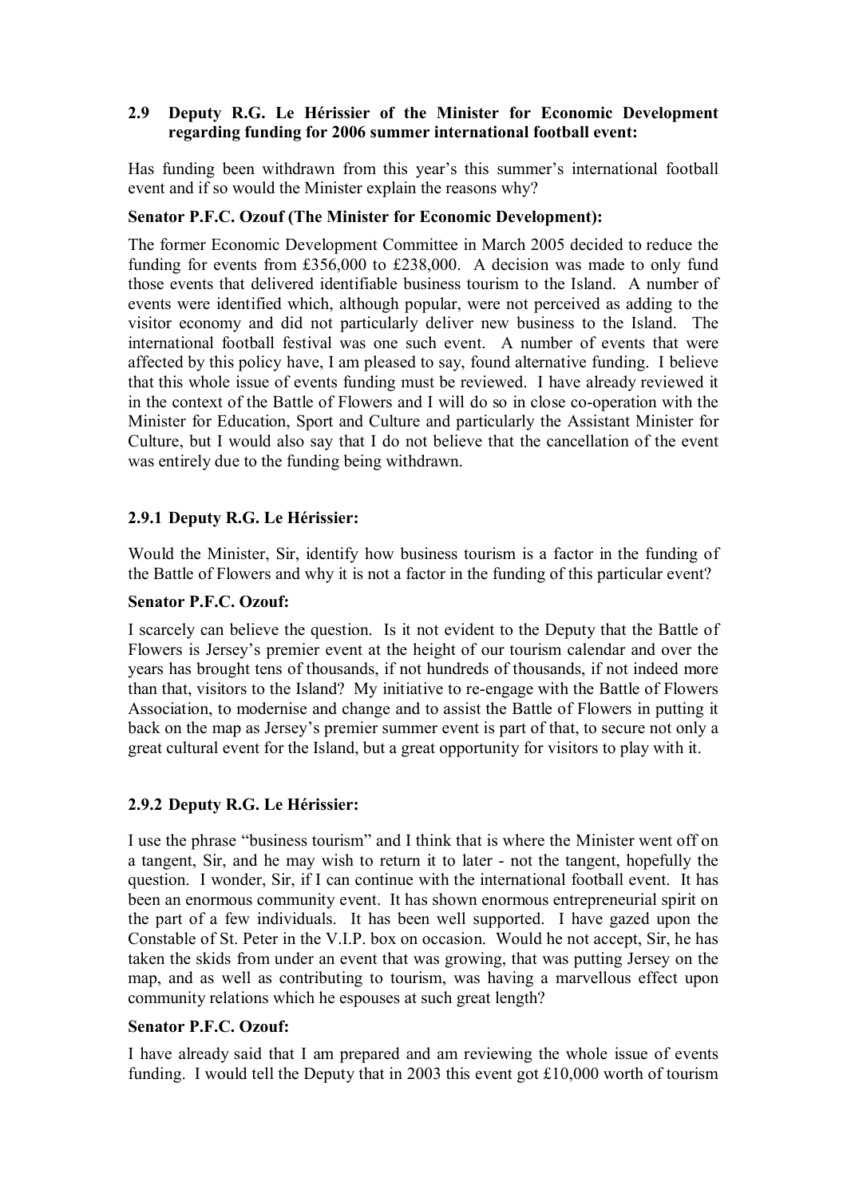### 2.9 Deputy R.G. Le Hérissier of the Minister for Economic Development regarding funding for 2006 summer international football event:

Has funding been withdrawn from this year's this summer's international football event and if so would the Minister explain the reasons why?

**Senator P.F.C. Ozouf (The Minister for Economic Development):**

The former Economic Development Committee in March 2005 decided to reduce the funding for events from £356,000 to £238,000. A decision was made to only fund those events that delivered identifiable business tourism to the Island. A number of events were identified which, although popular, were not perceived as adding to the visitor economy and did not particularly deliver new business to the Island. The international football festival was one such event. A number of events that were affected by this policy have, I am pleased to say, found alternative funding. I believe that this whole issue of events funding must be reviewed. I have already reviewed it in the context of the Battle of Flowers and I will do so in close co-operation with the Minister for Education, Sport and Culture and particularly the Assistant Minister for Culture, but I would also say that I do not believe that the cancellation of the event was entirely due to the funding being withdrawn.

#### 2.9.1 Deputy R.G. Le Hérissier:

Would the Minister, Sir, identify how business tourism is a factor in the funding of the Battle of Flowers and why it is not a factor in the funding of this particular event?

**Senator P.F.C. Ozouf:**

I scarcely can believe the question. Is it not evident to the Deputy that the Battle of Flowers is Jersey's premier event at the height of our tourism calendar and over the years has brought tens of thousands, if not hundreds of thousands, if not indeed more than that, visitors to the Island? My initiative to re-engage with the Battle of Flowers Association, to modernise and change and to assist the Battle of Flowers in putting it back on the map as Jersey's premier summer event is part of that, to secure not only a great cultural event for the Island, but a great opportunity for visitors to play with it.

#### 2.9.2 Deputy R.G. Le Hérissier:

I use the phrase "business tourism" and I think that is where the Minister went off on a tangent, Sir, and he may wish to return it to later - not the tangent, hopefully the question. I wonder, Sir, if I can continue with the international football event. It has been an enormous community event. It has shown enormous entrepreneurial spirit on the part of a few individuals. It has been well supported. I have gazed upon the Constable of St. Peter in the V.I.P. box on occasion. Would he not accept, Sir, he has taken the skids from under an event that was growing, that was putting Jersey on the map, and as well as contributing to tourism, was having a marvellous effect upon community relations which he espouses at such great length?

**Senator P.F.C. Ozouf:**

I have already said that I am prepared and am reviewing the whole issue of events funding. I would tell the Deputy that in 2003 this event got £10,000 worth of tourism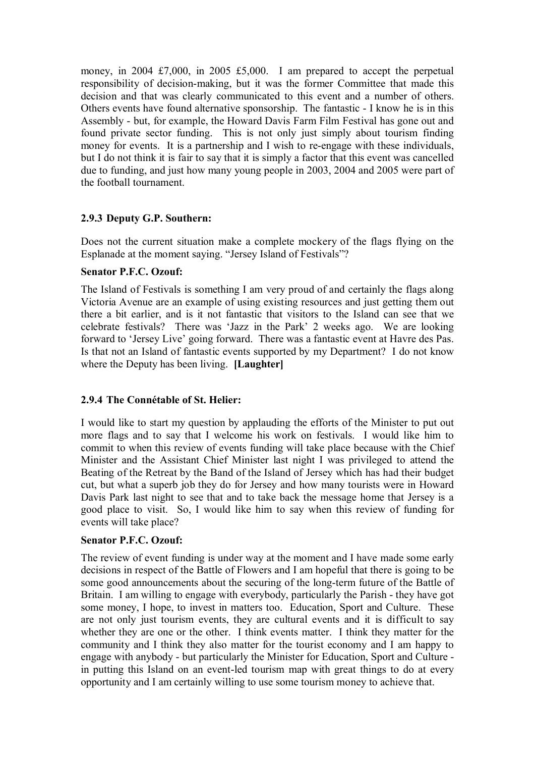money, in 2004 £7,000, in 2005 £5,000. I am prepared to accept the perpetual responsibility of decision-making, but it was the former Committee that made this decision and that was clearly communicated to this event and a number of others. Others events have found alternative sponsorship. The fantastic - I know he is in this Assembly - but, for example, the Howard Davis Farm Film Festival has gone out and found private sector funding. This is not only just simply about tourism finding money for events. It is a partnership and I wish to re-engage with these individuals, but I do not think it is fair to say that it is simply a factor that this event was cancelled due to funding, and just how many young people in 2003, 2004 and 2005 were part of the football tournament.

### 2.9.3 Deputy G.P. Southern:

Does not the current situation make a complete mockery of the flags flying on the Esplanade at the moment saying. "Jersey Island of Festivals"?

**Senator P.F.C. Ozouf:**

The Island of Festivals is something I am very proud of and certainly the flags along Victoria Avenue are an example of using existing resources and just getting them out there a bit earlier, and is it not fantastic that visitors to the Island can see that we celebrate festivals? There was 'Jazz in the Park' 2 weeks ago. We are looking forward to 'Jersey Live' going forward. There was a fantastic event at Havre des Pas. Is that not an Island of fantastic events supported by my Department? I do not know where the Deputy has been living. **[Laughter]**

### 2.9.4 The Connétable of St. Helier:

I would like to start my question by applauding the efforts of the Minister to put out more flags and to say that I welcome his work on festivals. I would like him to commit to when this review of events funding will take place because with the Chief Minister and the Assistant Chief Minister last night I was privileged to attend the Beating of the Retreat by the Band of the Island of Jersey which has had their budget cut, but what a superb job they do for Jersey and how many tourists were in Howard Davis Park last night to see that and to take back the message home that Jersey is a good place to visit. So, I would like him to say when this review of funding for events will take place?

**Senator P.F.C. Ozouf:**

The review of event funding is under way at the moment and I have made some early decisions in respect of the Battle of Flowers and I am hopeful that there is going to be some good announcements about the securing of the long-term future of the Battle of Britain. I am willing to engage with everybody, particularly the Parish - they have got some money, I hope, to invest in matters too. Education, Sport and Culture. These are not only just tourism events, they are cultural events and it is difficult to say whether they are one or the other. I think events matter. I think they matter for the community and I think they also matter for the tourist economy and I am happy to engage with anybody - but particularly the Minister for Education, Sport and Culture - in putting this Island on an event-led tourism map with great things to do at every opportunity and I am certainly willing to use some tourism money to achieve that.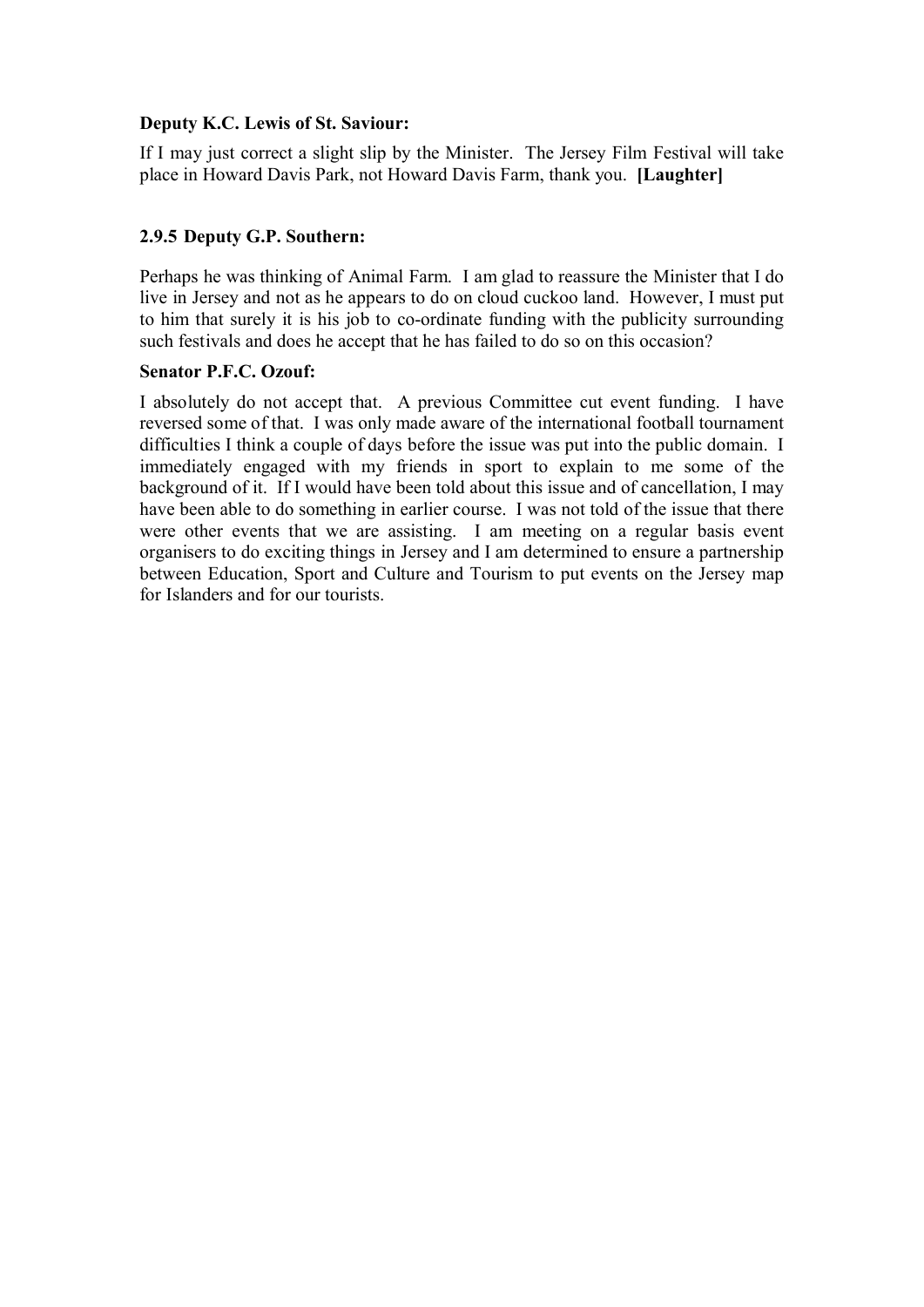**Deputy K.C. Lewis of St. Saviour:**

If I may just correct a slight slip by the Minister. The Jersey Film Festival will take place in Howard Davis Park, not Howard Davis Farm, thank you. **[Laughter]**

### 2.9.5 Deputy G.P. Southern:

Perhaps he was thinking of Animal Farm. I am glad to reassure the Minister that I do live in Jersey and not as he appears to do on cloud cuckoo land. However, I must put to him that surely it is his job to co-ordinate funding with the publicity surrounding such festivals and does he accept that he has failed to do so on this occasion?

**Senator P.F.C. Ozouf:**

I absolutely do not accept that. A previous Committee cut event funding. I have reversed some of that. I was only made aware of the international football tournament difficulties I think a couple of days before the issue was put into the public domain. I immediately engaged with my friends in sport to explain to me some of the background of it. If I would have been told about this issue and of cancellation, I may have been able to do something in earlier course. I was not told of the issue that there were other events that we are assisting. I am meeting on a regular basis event organisers to do exciting things in Jersey and I am determined to ensure a partnership between Education, Sport and Culture and Tourism to put events on the Jersey map for Islanders and for our tourists.